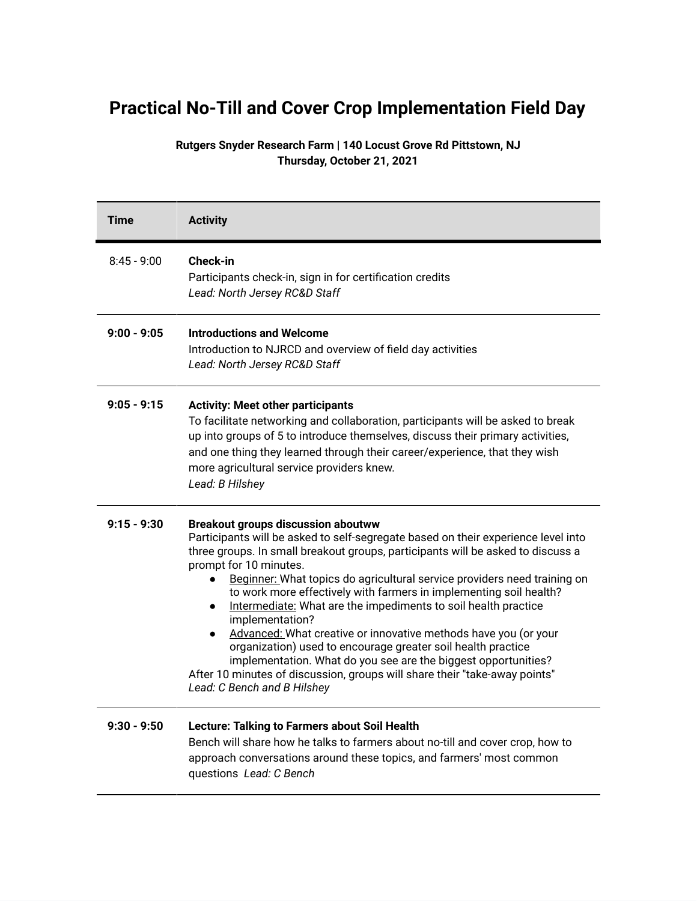# Practical No-Till and Cover Crop Implementation Field Day

**Rutgers Snyder Research Farm | 140 Locust Grove Rd Pittstown, NJ**
**Thursday, October 21, 2021**

| Time | Activity |
|---|---|
| 8:45 - 9:00 | **Check-in**<br>Participants check-in, sign in for certification credits<br>*Lead: North Jersey RC&D Staff* |
| **9:00 - 9:05** | **Introductions and Welcome**<br>Introduction to NJRCD and overview of field day activities<br>*Lead: North Jersey RC&D Staff* |
| **9:05 - 9:15** | **Activity: Meet other participants**<br>To facilitate networking and collaboration, participants will be asked to break up into groups of 5 to introduce themselves, discuss their primary activities, and one thing they learned through their career/experience, that they wish more agricultural service providers knew.<br>*Lead: B Hilshey* |
| **9:15 - 9:30** | **Breakout groups discussion aboutww**<br>Participants will be asked to self-segregate based on their experience level into three groups. In small breakout groups, participants will be asked to discuss a prompt for 10 minutes.<br>• <u>Beginner:</u> What topics do agricultural service providers need training on to work more effectively with farmers in implementing soil health?<br>• <u>Intermediate:</u> What are the impediments to soil health practice implementation?<br>• <u>Advanced:</u> What creative or innovative methods have you (or your organization) used to encourage greater soil health practice implementation. What do you see are the biggest opportunities?<br>After 10 minutes of discussion, groups will share their "take-away points"<br>*Lead: C Bench and B Hilshey* |
| **9:30 - 9:50** | **Lecture: Talking to Farmers about Soil Health**<br>Bench will share how he talks to farmers about no-till and cover crop, how to approach conversations around these topics, and farmers' most common questions *Lead: C Bench* |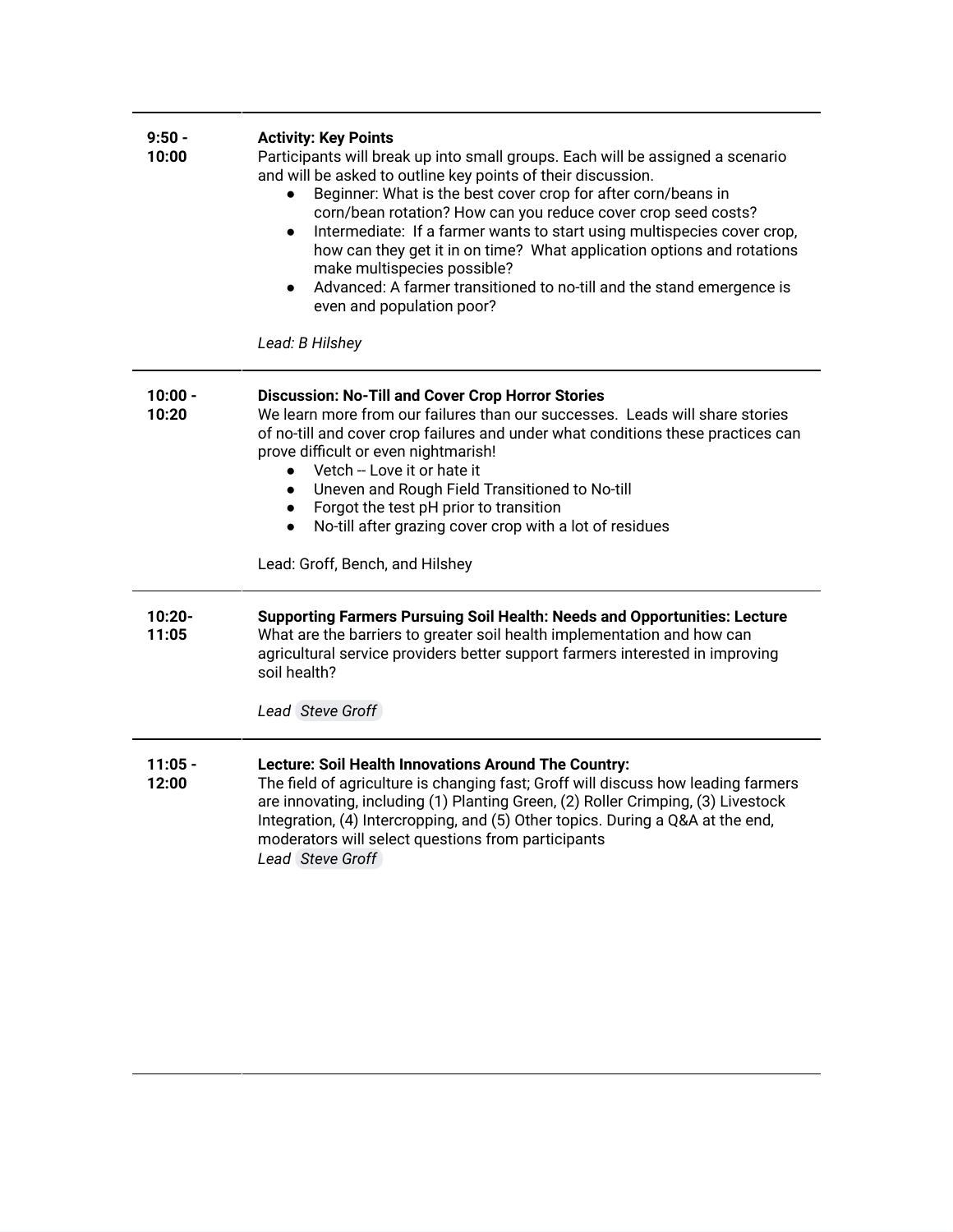| | |
|---|---|
| 9:50 - 10:00 | **Activity: Key Points**<br>Participants will break up into small groups. Each will be assigned a scenario and will be asked to outline key points of their discussion.<br>● Beginner: What is the best cover crop for after corn/beans in corn/bean rotation? How can you reduce cover crop seed costs?<br>● Intermediate: If a farmer wants to start using multispecies cover crop, how can they get it in on time? What application options and rotations make multispecies possible?<br>● Advanced: A farmer transitioned to no-till and the stand emergence is even and population poor?<br><br>*Lead: B Hilshey* |
| 10:00 - 10:20 | **Discussion: No-Till and Cover Crop Horror Stories**<br>We learn more from our failures than our successes. Leads will share stories of no-till and cover crop failures and under what conditions these practices can prove difficult or even nightmarish!<br>● Vetch -- Love it or hate it<br>● Uneven and Rough Field Transitioned to No-till<br>● Forgot the test pH prior to transition<br>● No-till after grazing cover crop with a lot of residues<br><br>Lead: Groff, Bench, and Hilshey |
| 10:20- 11:05 | **Supporting Farmers Pursuing Soil Health: Needs and Opportunities: Lecture**<br>What are the barriers to greater soil health implementation and how can agricultural service providers better support farmers interested in improving soil health?<br><br>*Lead Steve Groff* |
| 11:05 - 12:00 | **Lecture: Soil Health Innovations Around The Country:**<br>The field of agriculture is changing fast; Groff will discuss how leading farmers are innovating, including (1) Planting Green, (2) Roller Crimping, (3) Livestock Integration, (4) Intercropping, and (5) Other topics. During a Q&A at the end, moderators will select questions from participants<br>*Lead Steve Groff* |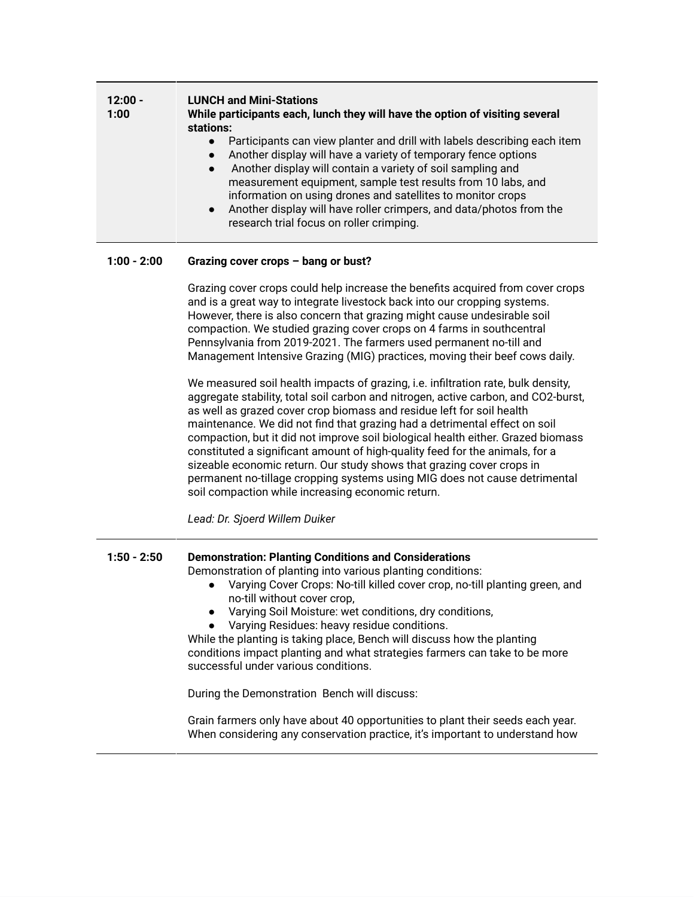| | |
|---|---|
| **12:00 - 1:00** | **LUNCH and Mini-Stations**<br>**While participants each, lunch they will have the option of visiting several stations:**<br>● Participants can view planter and drill with labels describing each item<br>● Another display will have a variety of temporary fence options<br>● Another display will contain a variety of soil sampling and measurement equipment, sample test results from 10 labs, and information on using drones and satellites to monitor crops<br>● Another display will have roller crimpers, and data/photos from the research trial focus on roller crimping. |
| **1:00 - 2:00** | **Grazing cover crops – bang or bust?**<br><br>Grazing cover crops could help increase the benefits acquired from cover crops and is a great way to integrate livestock back into our cropping systems. However, there is also concern that grazing might cause undesirable soil compaction. We studied grazing cover crops on 4 farms in southcentral Pennsylvania from 2019-2021. The farmers used permanent no-till and Management Intensive Grazing (MIG) practices, moving their beef cows daily.<br><br>We measured soil health impacts of grazing, i.e. infiltration rate, bulk density, aggregate stability, total soil carbon and nitrogen, active carbon, and $CO_2$-burst, as well as grazed cover crop biomass and residue left for soil health maintenance. We did not find that grazing had a detrimental effect on soil compaction, but it did not improve soil biological health either. Grazed biomass constituted a significant amount of high-quality feed for the animals, for a sizeable economic return. Our study shows that grazing cover crops in permanent no-tillage cropping systems using MIG does not cause detrimental soil compaction while increasing economic return.<br><br>*Lead: Dr. Sjoerd Willem Duiker* |
| **1:50 - 2:50** | **Demonstration: Planting Conditions and Considerations**<br>Demonstration of planting into various planting conditions:<br>● Varying Cover Crops: No-till killed cover crop, no-till planting green, and no-till without cover crop,<br>● Varying Soil Moisture: wet conditions, dry conditions,<br>● Varying Residues: heavy residue conditions.<br>While the planting is taking place, Bench will discuss how the planting conditions impact planting and what strategies farmers can take to be more successful under various conditions.<br><br>During the Demonstration Bench will discuss:<br><br>Grain farmers only have about 40 opportunities to plant their seeds each year. When considering any conservation practice, it's important to understand how |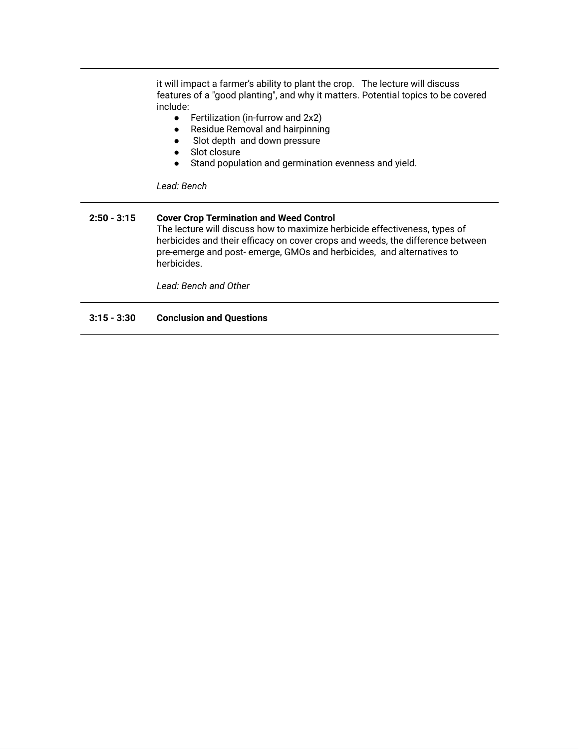| | |
|---|---|
| | it will impact a farmer's ability to plant the crop. The lecture will discuss features of a "good planting", and why it matters. Potential topics to be covered include:<br>● Fertilization (in-furrow and 2x2)<br>● Residue Removal and hairpinning<br>● Slot depth and down pressure<br>● Slot closure<br>● Stand population and germination evenness and yield.<br><br>*Lead: Bench* |
| **2:50 - 3:15** | **Cover Crop Termination and Weed Control**<br>The lecture will discuss how to maximize herbicide effectiveness, types of herbicides and their efficacy on cover crops and weeds, the difference between pre-emerge and post- emerge, GMOs and herbicides, and alternatives to herbicides.<br><br>*Lead: Bench and Other* |
| **3:15 - 3:30** | **Conclusion and Questions** |